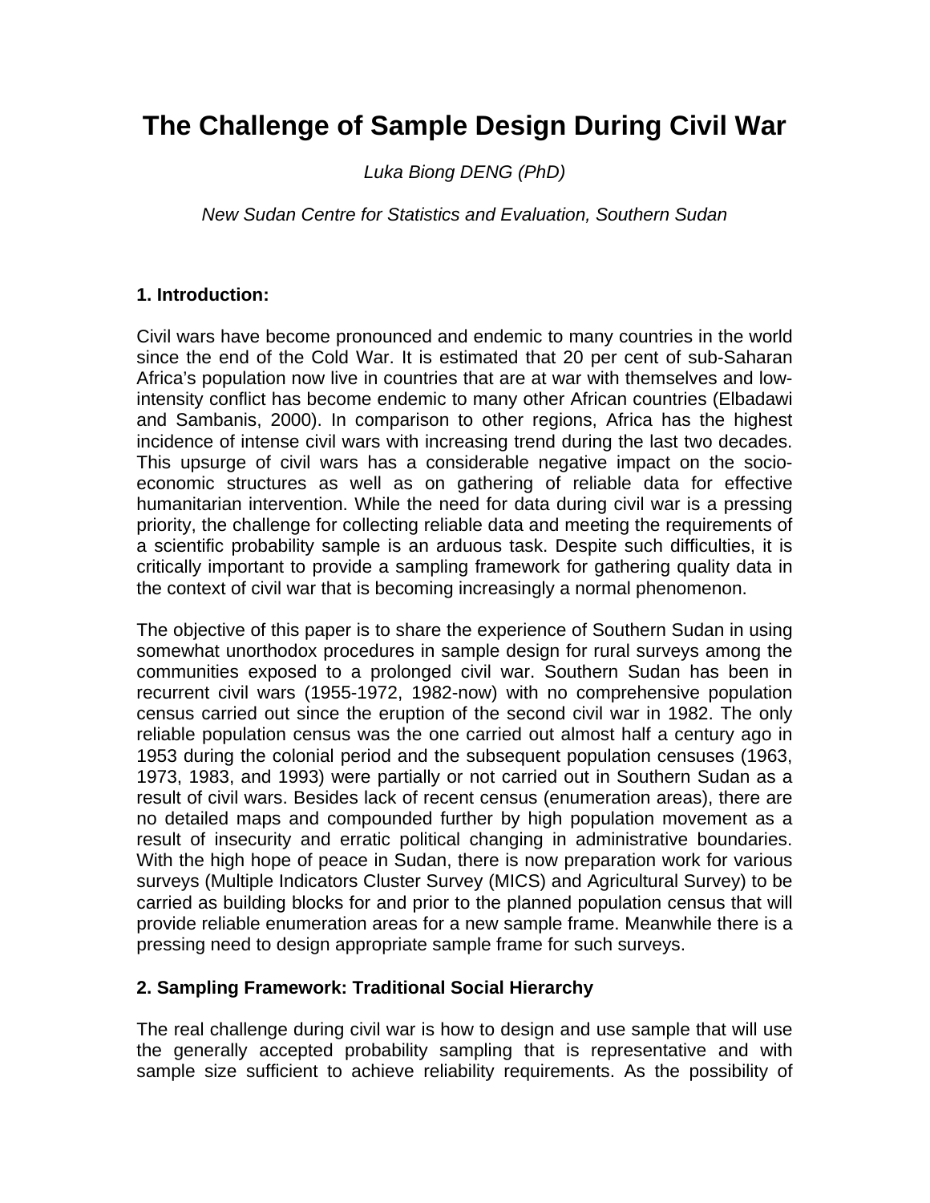# The Challenge of Sample Design During Civil War

*Luka Biong DENG (PhD)*

*New Sudan Centre for Statistics and Evaluation, Southern Sudan*

## 1. Introduction:

Civil wars have become pronounced and endemic to many countries in the world since the end of the Cold War. It is estimated that 20 per cent of sub-Saharan Africa's population now live in countries that are at war with themselves and low-intensity conflict has become endemic to many other African countries (Elbadawi and Sambanis, 2000). In comparison to other regions, Africa has the highest incidence of intense civil wars with increasing trend during the last two decades. This upsurge of civil wars has a considerable negative impact on the socio-economic structures as well as on gathering of reliable data for effective humanitarian intervention. While the need for data during civil war is a pressing priority, the challenge for collecting reliable data and meeting the requirements of a scientific probability sample is an arduous task. Despite such difficulties, it is critically important to provide a sampling framework for gathering quality data in the context of civil war that is becoming increasingly a normal phenomenon.

The objective of this paper is to share the experience of Southern Sudan in using somewhat unorthodox procedures in sample design for rural surveys among the communities exposed to a prolonged civil war. Southern Sudan has been in recurrent civil wars (1955-1972, 1982-now) with no comprehensive population census carried out since the eruption of the second civil war in 1982. The only reliable population census was the one carried out almost half a century ago in 1953 during the colonial period and the subsequent population censuses (1963, 1973, 1983, and 1993) were partially or not carried out in Southern Sudan as a result of civil wars. Besides lack of recent census (enumeration areas), there are no detailed maps and compounded further by high population movement as a result of insecurity and erratic political changing in administrative boundaries. With the high hope of peace in Sudan, there is now preparation work for various surveys (Multiple Indicators Cluster Survey (MICS) and Agricultural Survey) to be carried as building blocks for and prior to the planned population census that will provide reliable enumeration areas for a new sample frame. Meanwhile there is a pressing need to design appropriate sample frame for such surveys.

## 2. Sampling Framework: Traditional Social Hierarchy

The real challenge during civil war is how to design and use sample that will use the generally accepted probability sampling that is representative and with sample size sufficient to achieve reliability requirements. As the possibility of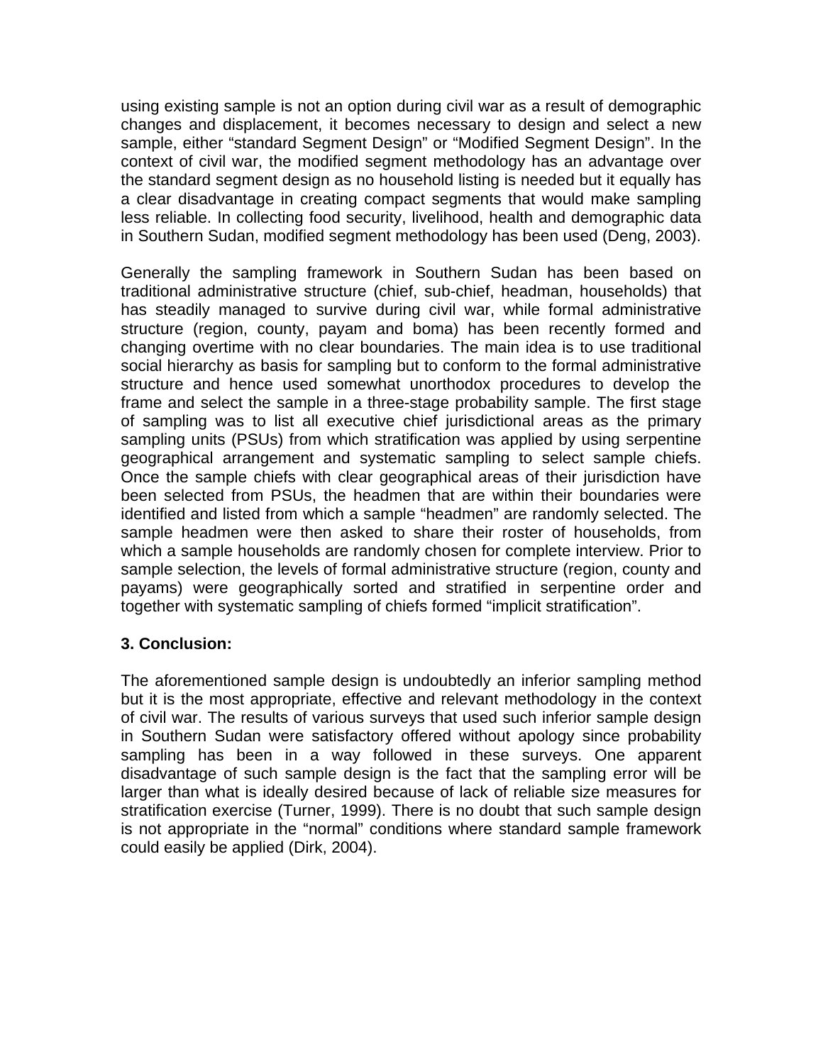using existing sample is not an option during civil war as a result of demographic changes and displacement, it becomes necessary to design and select a new sample, either "standard Segment Design" or "Modified Segment Design". In the context of civil war, the modified segment methodology has an advantage over the standard segment design as no household listing is needed but it equally has a clear disadvantage in creating compact segments that would make sampling less reliable. In collecting food security, livelihood, health and demographic data in Southern Sudan, modified segment methodology has been used (Deng, 2003).

Generally the sampling framework in Southern Sudan has been based on traditional administrative structure (chief, sub-chief, headman, households) that has steadily managed to survive during civil war, while formal administrative structure (region, county, payam and boma) has been recently formed and changing overtime with no clear boundaries. The main idea is to use traditional social hierarchy as basis for sampling but to conform to the formal administrative structure and hence used somewhat unorthodox procedures to develop the frame and select the sample in a three-stage probability sample. The first stage of sampling was to list all executive chief jurisdictional areas as the primary sampling units (PSUs) from which stratification was applied by using serpentine geographical arrangement and systematic sampling to select sample chiefs. Once the sample chiefs with clear geographical areas of their jurisdiction have been selected from PSUs, the headmen that are within their boundaries were identified and listed from which a sample "headmen" are randomly selected. The sample headmen were then asked to share their roster of households, from which a sample households are randomly chosen for complete interview. Prior to sample selection, the levels of formal administrative structure (region, county and payams) were geographically sorted and stratified in serpentine order and together with systematic sampling of chiefs formed "implicit stratification".

**3. Conclusion:**

The aforementioned sample design is undoubtedly an inferior sampling method but it is the most appropriate, effective and relevant methodology in the context of civil war. The results of various surveys that used such inferior sample design in Southern Sudan were satisfactory offered without apology since probability sampling has been in a way followed in these surveys. One apparent disadvantage of such sample design is the fact that the sampling error will be larger than what is ideally desired because of lack of reliable size measures for stratification exercise (Turner, 1999). There is no doubt that such sample design is not appropriate in the "normal" conditions where standard sample framework could easily be applied (Dirk, 2004).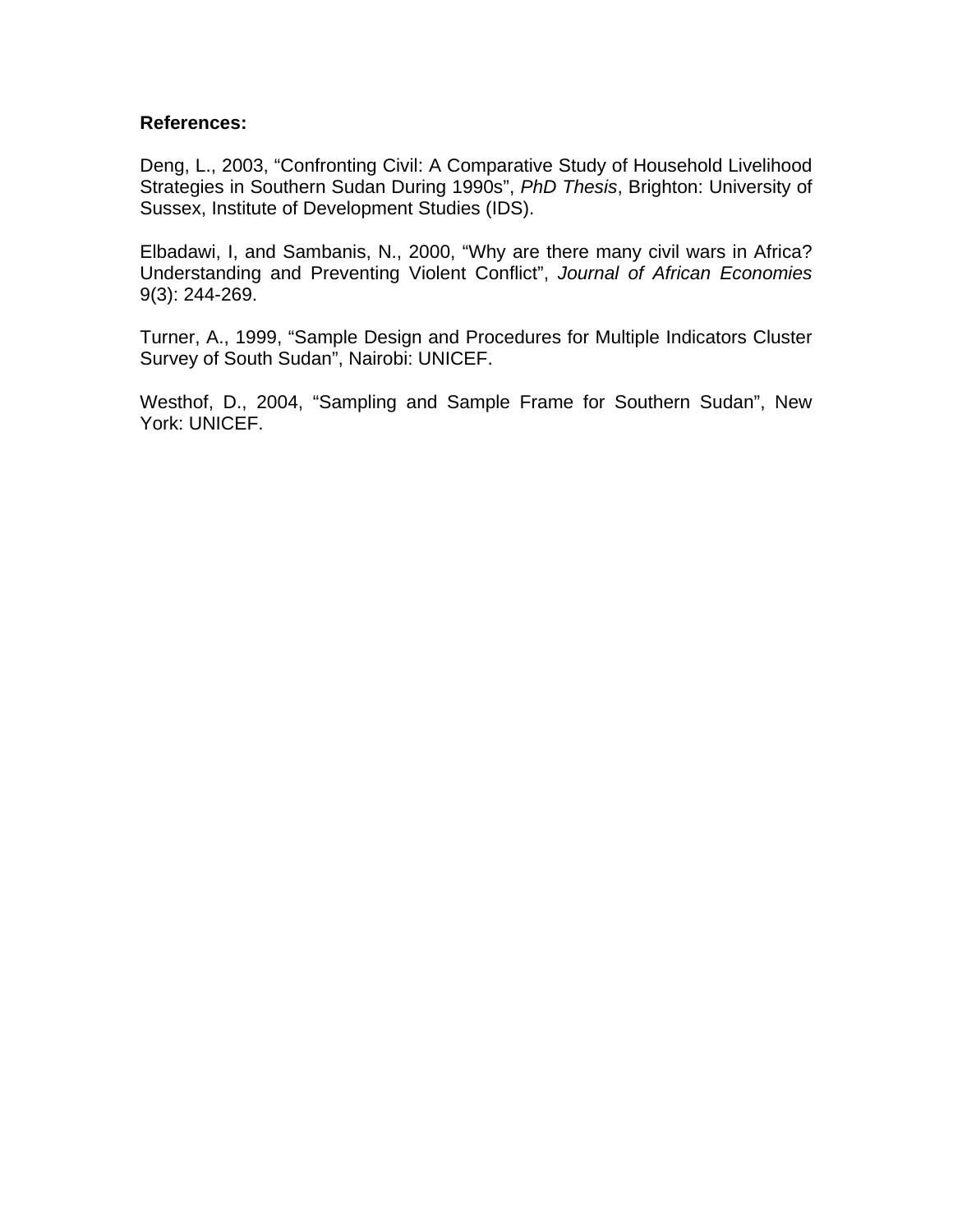**References:**

Deng, L., 2003, "Confronting Civil: A Comparative Study of Household Livelihood Strategies in Southern Sudan During 1990s", *PhD Thesis*, Brighton: University of Sussex, Institute of Development Studies (IDS).

Elbadawi, I, and Sambanis, N., 2000, "Why are there many civil wars in Africa? Understanding and Preventing Violent Conflict", *Journal of African Economies* 9(3): 244-269.

Turner, A., 1999, "Sample Design and Procedures for Multiple Indicators Cluster Survey of South Sudan", Nairobi: UNICEF.

Westhof, D., 2004, "Sampling and Sample Frame for Southern Sudan", New York: UNICEF.